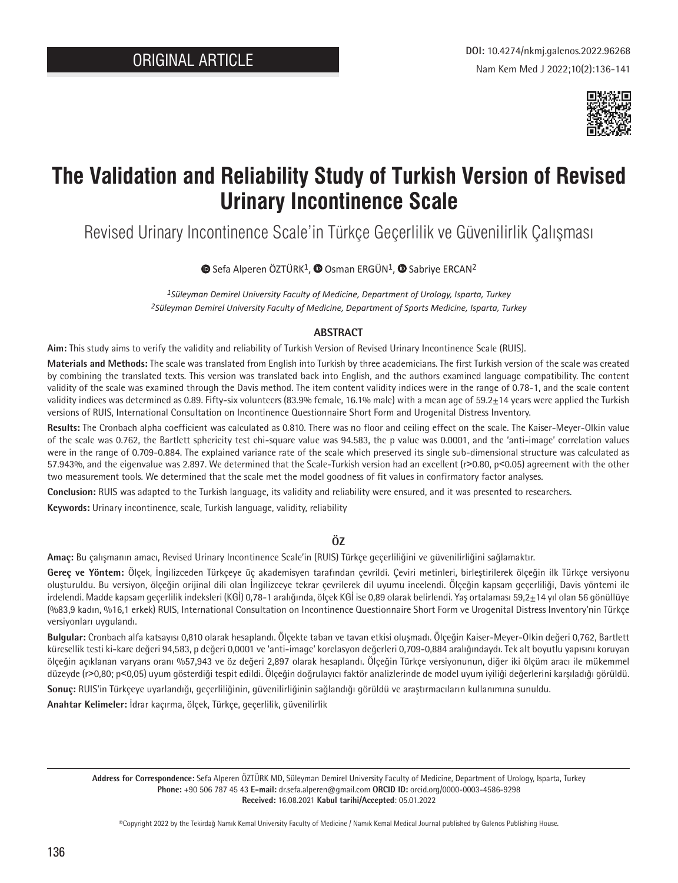ORIGINAL ARTICLE

DOI: 10.4274/nkmj.galenos.2022.96268

# The Validation and Reliability Study of Turkish Version of Revised Urinary Incontinence Scale

## Revised Urinary Incontinence Scale'in Türkçe Geçerlilik ve Güvenilirlik Çalışması

Sefa Alperen ÖZTÜRK[1], Osman ERGÜN[1], Sabriye ERCAN[2]

*[1]Süleyman Demirel University Faculty of Medicine, Department of Urology, Isparta, Turkey*
*[2]Süleyman Demirel University Faculty of Medicine, Department of Sports Medicine, Isparta, Turkey*

### ABSTRACT

**Aim:** This study aims to verify the validity and reliability of Turkish Version of Revised Urinary Incontinence Scale (RUIS).

**Materials and Methods:** The scale was translated from English into Turkish by three academicians. The first Turkish version of the scale was created by combining the translated texts. This version was translated back into English, and the authors examined language compatibility. The content validity of the scale was examined through the Davis method. The item content validity indices were in the range of 0.78-1, and the scale content validity indices was determined as 0.89. Fifty-six volunteers (83.9% female, 16.1% male) with a mean age of 59.2±14 years were applied the Turkish versions of RUIS, International Consultation on Incontinence Questionnaire Short Form and Urogenital Distress Inventory.

**Results:** The Cronbach alpha coefficient was calculated as 0.810. There was no floor and ceiling effect on the scale. The Kaiser-Meyer-Olkin value of the scale was 0.762, the Bartlett sphericity test chi-square value was 94.583, the p value was 0.0001, and the 'anti-image' correlation values were in the range of 0.709-0.884. The explained variance rate of the scale which preserved its single sub-dimensional structure was calculated as 57.943%, and the eigenvalue was 2.897. We determined that the Scale-Turkish version had an excellent (r>0.80, p<0.05) agreement with the other two measurement tools. We determined that the scale met the model goodness of fit values in confirmatory factor analyses.

**Conclusion:** RUIS was adapted to the Turkish language, its validity and reliability were ensured, and it was presented to researchers.

**Keywords:** Urinary incontinence, scale, Turkish language, validity, reliability

### ÖZ

**Amaç:** Bu çalışmanın amacı, Revised Urinary Incontinence Scale'in (RUIS) Türkçe geçerliliğini ve güvenilirliğini sağlamaktır.

**Gereç ve Yöntem:** Ölçek, İngilizceden Türkçeye üç akademisyen tarafından çevrildi. Çeviri metinleri, birleştirilerek ölçeğin ilk Türkçe versiyonu oluşturuldu. Bu versiyon, ölçeğin orijinal dili olan İngilizceye tekrar çevrilerek dil uyumu incelendi. Ölçeğin kapsam geçerliliği, Davis yöntemi ile irdelendi. Madde kapsam geçerlilik indeksleri (KGİ) 0,78-1 aralığında, ölçek KGİ ise 0,89 olarak belirlendi. Yaş ortalaması 59,2±14 yıl olan 56 gönüllüye (%83,9 kadın, %16,1 erkek) RUIS, International Consultation on Incontinence Questionnaire Short Form ve Urogenital Distress Inventory'nin Türkçe versiyonları uygulandı.

**Bulgular:** Cronbach alfa katsayısı 0,810 olarak hesaplandı. Ölçekte taban ve tavan etkisi oluşmadı. Ölçeğin Kaiser-Meyer-Olkin değeri 0,762, Bartlett küresellik testi ki-kare değeri 94,583, p değeri 0,0001 ve 'anti-image' korelasyon değerleri 0,709-0,884 aralığındaydı. Tek alt boyutlu yapısını koruyan ölçeğin açıklanan varyans oranı %57,943 ve öz değeri 2,897 olarak hesaplandı. Ölçeğin Türkçe versiyonunun, diğer iki ölçüm aracı ile mükemmel düzeyde (r>0,80; p<0,05) uyum gösterdiği tespit edildi. Ölçeğin doğrulayıcı faktör analizlerinde de model uyum iyiliği değerlerini karşıladığı görüldü.

**Sonuç:** RUIS'in Türkçeye uyarlandığı, geçerliliğinin, güvenilirliğinin sağlandığı görüldü ve araştırmacıların kullanımına sunuldu.

**Anahtar Kelimeler:** İdrar kaçırma, ölçek, Türkçe, geçerlilik, güvenilirlik

---

**Address for Correspondence:** Sefa Alperen ÖZTÜRK MD, Süleyman Demirel University Faculty of Medicine, Department of Urology, Isparta, Turkey
**Phone:** +90 506 787 45 43 **E-mail:** dr.sefa.alperen@gmail.com **ORCID ID:** orcid.org/0000-0003-4586-9298
**Received:** 16.08.2021 **Kabul tarihi/Accepted**: 05.01.2022

©Copyright 2022 by the Tekirdağ Namık Kemal University Faculty of Medicine / Namık Kemal Medical Journal published by Galenos Publishing House.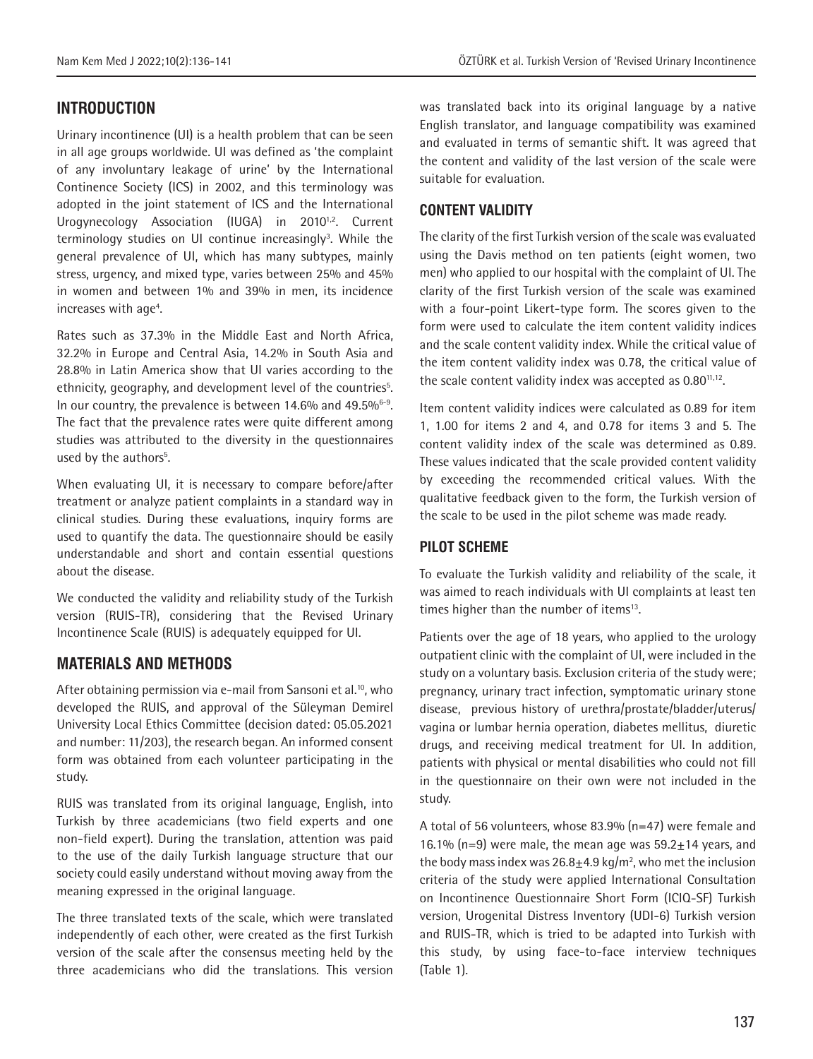## INTRODUCTION

Urinary incontinence (UI) is a health problem that can be seen in all age groups worldwide. UI was defined as 'the complaint of any involuntary leakage of urine' by the International Continence Society (ICS) in 2002, and this terminology was adopted in the joint statement of ICS and the International Urogynecology Association (IUGA) in 2010[1,2]. Current terminology studies on UI continue increasingly[3]. While the general prevalence of UI, which has many subtypes, mainly stress, urgency, and mixed type, varies between 25% and 45% in women and between 1% and 39% in men, its incidence increases with age[4].

Rates such as 37.3% in the Middle East and North Africa, 32.2% in Europe and Central Asia, 14.2% in South Asia and 28.8% in Latin America show that UI varies according to the ethnicity, geography, and development level of the countries[5]. In our country, the prevalence is between 14.6% and 49.5%[6-9]. The fact that the prevalence rates were quite different among studies was attributed to the diversity in the questionnaires used by the authors[5].

When evaluating UI, it is necessary to compare before/after treatment or analyze patient complaints in a standard way in clinical studies. During these evaluations, inquiry forms are used to quantify the data. The questionnaire should be easily understandable and short and contain essential questions about the disease.

We conducted the validity and reliability study of the Turkish version (RUIS-TR), considering that the Revised Urinary Incontinence Scale (RUIS) is adequately equipped for UI.

## MATERIALS AND METHODS

After obtaining permission via e-mail from Sansoni et al.[10], who developed the RUIS, and approval of the Süleyman Demirel University Local Ethics Committee (decision dated: 05.05.2021 and number: 11/203), the research began. An informed consent form was obtained from each volunteer participating in the study.

RUIS was translated from its original language, English, into Turkish by three academicians (two field experts and one non-field expert). During the translation, attention was paid to the use of the daily Turkish language structure that our society could easily understand without moving away from the meaning expressed in the original language.

The three translated texts of the scale, which were translated independently of each other, were created as the first Turkish version of the scale after the consensus meeting held by the three academicians who did the translations. This version was translated back into its original language by a native English translator, and language compatibility was examined and evaluated in terms of semantic shift. It was agreed that the content and validity of the last version of the scale were suitable for evaluation.

## CONTENT VALIDITY

The clarity of the first Turkish version of the scale was evaluated using the Davis method on ten patients (eight women, two men) who applied to our hospital with the complaint of UI. The clarity of the first Turkish version of the scale was examined with a four-point Likert-type form. The scores given to the form were used to calculate the item content validity indices and the scale content validity index. While the critical value of the item content validity index was 0.78, the critical value of the scale content validity index was accepted as 0.80[11,12].

Item content validity indices were calculated as 0.89 for item 1, 1.00 for items 2 and 4, and 0.78 for items 3 and 5. The content validity index of the scale was determined as 0.89. These values indicated that the scale provided content validity by exceeding the recommended critical values. With the qualitative feedback given to the form, the Turkish version of the scale to be used in the pilot scheme was made ready.

## PILOT SCHEME

To evaluate the Turkish validity and reliability of the scale, it was aimed to reach individuals with UI complaints at least ten times higher than the number of items[13].

Patients over the age of 18 years, who applied to the urology outpatient clinic with the complaint of UI, were included in the study on a voluntary basis. Exclusion criteria of the study were; pregnancy, urinary tract infection, symptomatic urinary stone disease, previous history of urethra/prostate/bladder/uterus/vagina or lumbar hernia operation, diabetes mellitus, diuretic drugs, and receiving medical treatment for UI. In addition, patients with physical or mental disabilities who could not fill in the questionnaire on their own were not included in the study.

A total of 56 volunteers, whose 83.9% (n=47) were female and 16.1% (n=9) were male, the mean age was 59.2±14 years, and the body mass index was 26.8±4.9 kg/m², who met the inclusion criteria of the study were applied International Consultation on Incontinence Questionnaire Short Form (ICIQ-SF) Turkish version, Urogenital Distress Inventory (UDI-6) Turkish version and RUIS-TR, which is tried to be adapted into Turkish with this study, by using face-to-face interview techniques (Table 1).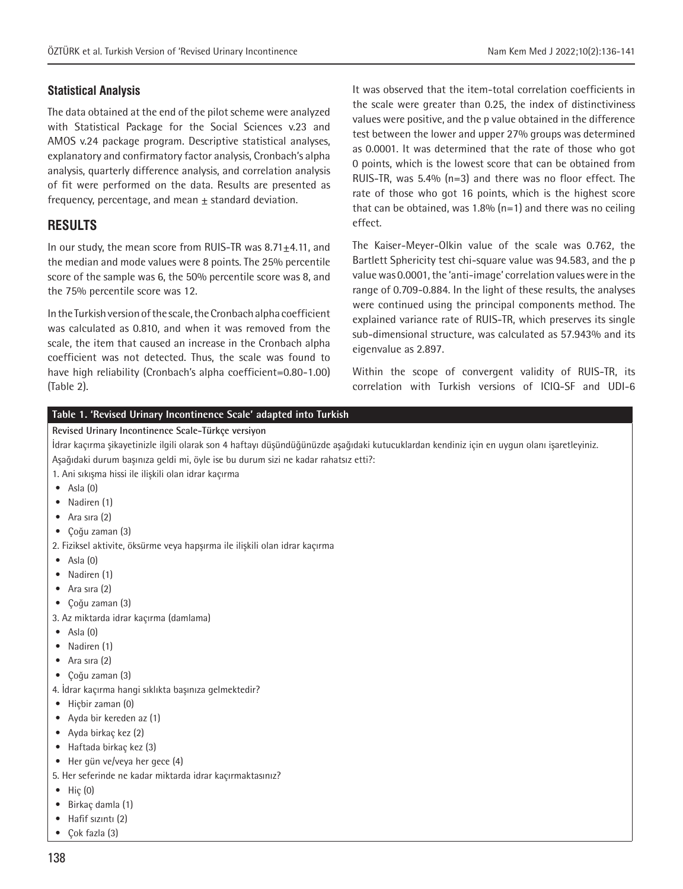## Statistical Analysis

The data obtained at the end of the pilot scheme were analyzed with Statistical Package for the Social Sciences v.23 and AMOS v.24 package program. Descriptive statistical analyses, explanatory and confirmatory factor analysis, Cronbach's alpha analysis, quarterly difference analysis, and correlation analysis of fit were performed on the data. Results are presented as frequency, percentage, and mean ± standard deviation.

# RESULTS

In our study, the mean score from RUIS-TR was 8.71±4.11, and the median and mode values were 8 points. The 25% percentile score of the sample was 6, the 50% percentile score was 8, and the 75% percentile score was 12.

In the Turkish version of the scale, the Cronbach alpha coefficient was calculated as 0.810, and when it was removed from the scale, the item that caused an increase in the Cronbach alpha coefficient was not detected. Thus, the scale was found to have high reliability (Cronbach's alpha coefficient=0.80-1.00) (Table 2).

It was observed that the item-total correlation coefficients in the scale were greater than 0.25, the index of distinctiveness values were positive, and the p value obtained in the difference test between the lower and upper 27% groups was determined as 0.0001. It was determined that the rate of those who got 0 points, which is the lowest score that can be obtained from RUIS-TR, was 5.4% (n=3) and there was no floor effect. The rate of those who got 16 points, which is the highest score that can be obtained, was 1.8% (n=1) and there was no ceiling effect.

The Kaiser-Meyer-Olkin value of the scale was 0.762, the Bartlett Sphericity test chi-square value was 94.583, and the p value was 0.0001, the 'anti-image' correlation values were in the range of 0.709-0.884. In the light of these results, the analyses were continued using the principal components method. The explained variance rate of RUIS-TR, which preserves its single sub-dimensional structure, was calculated as 57.943% and its eigenvalue as 2.897.

Within the scope of convergent validity of RUIS-TR, its correlation with Turkish versions of ICIQ-SF and UDI-6

**Table 1. 'Revised Urinary Incontinence Scale' adapted into Turkish**

**Revised Urinary Incontinence Scale-Türkçe versiyon**

İdrar kaçırma şikayetinizle ilgili olarak son 4 haftayı düşündüğünüzde aşağıdaki kutucuklardan kendiniz için en uygun olanı işaretleyiniz.

Aşağıdaki durum başınıza geldi mi, öyle ise bu durum sizi ne kadar rahatsız etti?:

1. Ani sıkışma hissi ile ilişkili olan idrar kaçırma
   - Asla (0)
   - Nadiren (1)
   - Ara sıra (2)
   - Çoğu zaman (3)
2. Fiziksel aktivite, öksürme veya hapşırma ile ilişkili olan idrar kaçırma
   - Asla (0)
   - Nadiren (1)
   - Ara sıra (2)
   - Çoğu zaman (3)
3. Az miktarda idrar kaçırma (damlama)
   - Asla (0)
   - Nadiren (1)
   - Ara sıra (2)
   - Çoğu zaman (3)
4. İdrar kaçırma hangi sıklıkta başınıza gelmektedir?
   - Hiçbir zaman (0)
   - Ayda bir kereden az (1)
   - Ayda birkaç kez (2)
   - Haftada birkaç kez (3)
   - Her gün ve/veya her gece (4)
5. Her seferinde ne kadar miktarda idrar kaçırmaktasınız?
   - Hiç (0)
   - Birkaç damla (1)
   - Hafif sızıntı (2)
   - Çok fazla (3)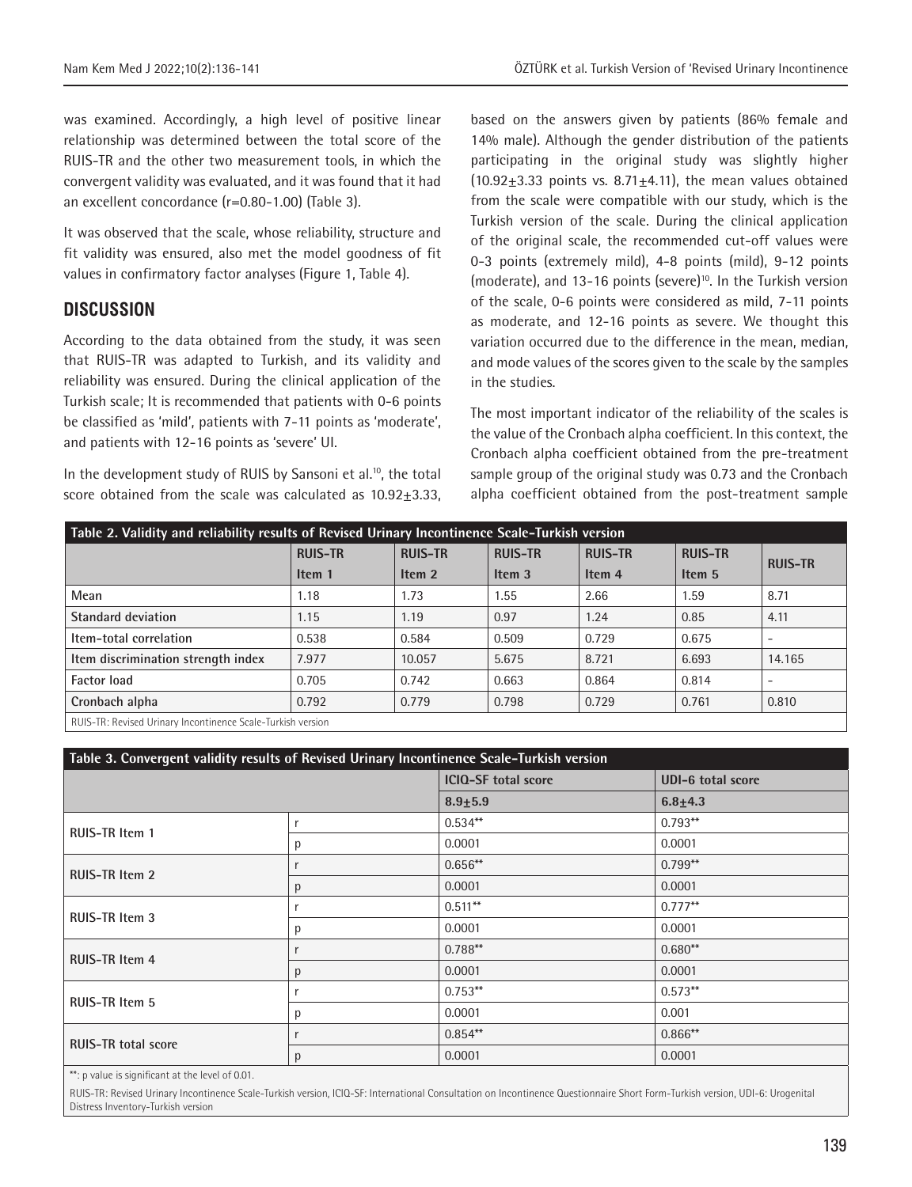was examined. Accordingly, a high level of positive linear relationship was determined between the total score of the RUIS-TR and the other two measurement tools, in which the convergent validity was evaluated, and it was found that it had an excellent concordance (r=0.80-1.00) (Table 3).

It was observed that the scale, whose reliability, structure and fit validity was ensured, also met the model goodness of fit values in confirmatory factor analyses (Figure 1, Table 4).

## DISCUSSION

According to the data obtained from the study, it was seen that RUIS-TR was adapted to Turkish, and its validity and reliability was ensured. During the clinical application of the Turkish scale; It is recommended that patients with 0-6 points be classified as 'mild', patients with 7-11 points as 'moderate', and patients with 12-16 points as 'severe' UI.

In the development study of RUIS by Sansoni et al.[10], the total score obtained from the scale was calculated as 10.92±3.33, based on the answers given by patients (86% female and 14% male). Although the gender distribution of the patients participating in the original study was slightly higher (10.92±3.33 points vs. 8.71±4.11), the mean values obtained from the scale were compatible with our study, which is the Turkish version of the scale. During the clinical application of the original scale, the recommended cut-off values were 0-3 points (extremely mild), 4-8 points (mild), 9-12 points (moderate), and 13-16 points (severe)[10]. In the Turkish version of the scale, 0-6 points were considered as mild, 7-11 points as moderate, and 12-16 points as severe. We thought this variation occurred due to the difference in the mean, median, and mode values of the scores given to the scale by the samples in the studies.

The most important indicator of the reliability of the scales is the value of the Cronbach alpha coefficient. In this context, the Cronbach alpha coefficient obtained from the pre-treatment sample group of the original study was 0.73 and the Cronbach alpha coefficient obtained from the post-treatment sample

**Table 2. Validity and reliability results of Revised Urinary Incontinence Scale-Turkish version**

| | RUIS-TR Item 1 | RUIS-TR Item 2 | RUIS-TR Item 3 | RUIS-TR Item 4 | RUIS-TR Item 5 | RUIS-TR |
|---|---|---|---|---|---|---|
| Mean | 1.18 | 1.73 | 1.55 | 2.66 | 1.59 | 8.71 |
| Standard deviation | 1.15 | 1.19 | 0.97 | 1.24 | 0.85 | 4.11 |
| Item-total correlation | 0.538 | 0.584 | 0.509 | 0.729 | 0.675 | - |
| Item discrimination strength index | 7.977 | 10.057 | 5.675 | 8.721 | 6.693 | 14.165 |
| Factor load | 0.705 | 0.742 | 0.663 | 0.864 | 0.814 | - |
| Cronbach alpha | 0.792 | 0.779 | 0.798 | 0.729 | 0.761 | 0.810 |

RUIS-TR: Revised Urinary Incontinence Scale-Turkish version

**Table 3. Convergent validity results of Revised Urinary Incontinence Scale-Turkish version**

| | | ICIQ-SF total score | UDI-6 total score |
|---|---|---|---|
| | | 8.9±5.9 | 6.8±4.3 |
| RUIS-TR Item 1 | r | 0.534** | 0.793** |
| | p | 0.0001 | 0.0001 |
| RUIS-TR Item 2 | r | 0.656** | 0.799** |
| | p | 0.0001 | 0.0001 |
| RUIS-TR Item 3 | r | 0.511** | 0.777** |
| | p | 0.0001 | 0.0001 |
| RUIS-TR Item 4 | r | 0.788** | 0.680** |
| | p | 0.0001 | 0.0001 |
| RUIS-TR Item 5 | r | 0.753** | 0.573** |
| | p | 0.0001 | 0.001 |
| RUIS-TR total score | r | 0.854** | 0.866** |
| | p | 0.0001 | 0.0001 |

**: p value is significant at the level of 0.01.

RUIS-TR: Revised Urinary Incontinence Scale-Turkish version, ICIQ-SF: International Consultation on Incontinence Questionnaire Short Form-Turkish version, UDI-6: Urogenital Distress Inventory-Turkish version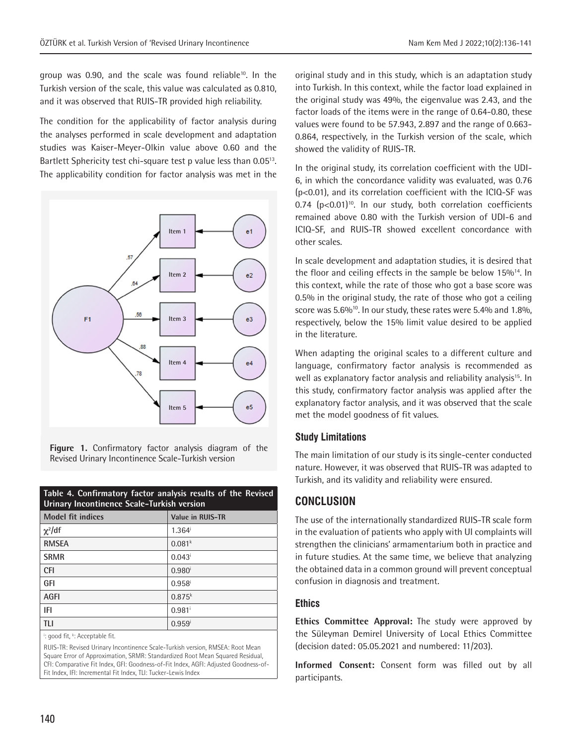group was 0.90, and the scale was found reliable[10]. In the Turkish version of the scale, this value was calculated as 0.810, and it was observed that RUIS-TR provided high reliability.

The condition for the applicability of factor analysis during the analyses performed in scale development and adaptation studies was Kaiser-Meyer-Olkin value above 0.60 and the Bartlett Sphericity test chi-square test p value less than 0.05[13]. The applicability condition for factor analysis was met in the original study and in this study, which is an adaptation study into Turkish. In this context, while the factor load explained in the original study was 49%, the eigenvalue was 2.43, and the factor loads of the items were in the range of 0.64-0.80, these values were found to be 57.943, 2.897 and the range of 0.663-0.864, respectively, in the Turkish version of the scale, which showed the validity of RUIS-TR.

In the original study, its correlation coefficient with the UDI-6, in which the concordance validity was evaluated, was 0.76 (p<0.01), and its correlation coefficient with the ICIQ-SF was 0.74 (p<0.01)[10]. In our study, both correlation coefficients remained above 0.80 with the Turkish version of UDI-6 and ICIQ-SF, and RUIS-TR showed excellent concordance with other scales.

In scale development and adaptation studies, it is desired that the floor and ceiling effects in the sample be below 15%[14]. In this context, while the rate of those who got a base score was 0.5% in the original study, the rate of those who got a ceiling score was 5.6%[10]. In our study, these rates were 5.4% and 1.8%, respectively, below the 15% limit value desired to be applied in the literature.

When adapting the original scales to a different culture and language, confirmatory factor analysis is recommended as well as explanatory factor analysis and reliability analysis[15]. In this study, confirmatory factor analysis was applied after the explanatory factor analysis, and it was observed that the scale met the model goodness of fit values.

**Figure 1.** Confirmatory factor analysis diagram of the Revised Urinary Incontinence Scale-Turkish version

**Table 4. Confirmatory factor analysis results of the Revised Urinary Incontinence Scale-Turkish version**

| Model fit indices | Value in RUIS-TR |
|---|---|
| $\chi^2$/df | 1.364[i] |
| RMSEA | 0.081[k] |
| SRMR | 0.043[i] |
| CFI | 0.980[i] |
| GFI | 0.958[i] |
| AGFI | 0.875[k] |
| IFI | 0.981[i] |
| TLI | 0.959[i] |

[i]: good fit, [k]: Acceptable fit.

RUIS-TR: Revised Urinary Incontinence Scale-Turkish version, RMSEA: Root Mean Square Error of Approximation, SRMR: Standardized Root Mean Squared Residual, CFI: Comparative Fit Index, GFI: Goodness-of-Fit Index, AGFI: Adjusted Goodness-of-Fit Index, IFI: Incremental Fit Index, TLI: Tucker-Lewis Index

### Study Limitations

The main limitation of our study is its single-center conducted nature. However, it was observed that RUIS-TR was adapted to Turkish, and its validity and reliability were ensured.

## CONCLUSION

The use of the internationally standardized RUIS-TR scale form in the evaluation of patients who apply with UI complaints will strengthen the clinicians' armamentarium both in practice and in future studies. At the same time, we believe that analyzing the obtained data in a common ground will prevent conceptual confusion in diagnosis and treatment.

### Ethics

**Ethics Committee Approval:** The study were approved by the Süleyman Demirel University of Local Ethics Committee (decision dated: 05.05.2021 and numbered: 11/203).

**Informed Consent:** Consent form was filled out by all participants.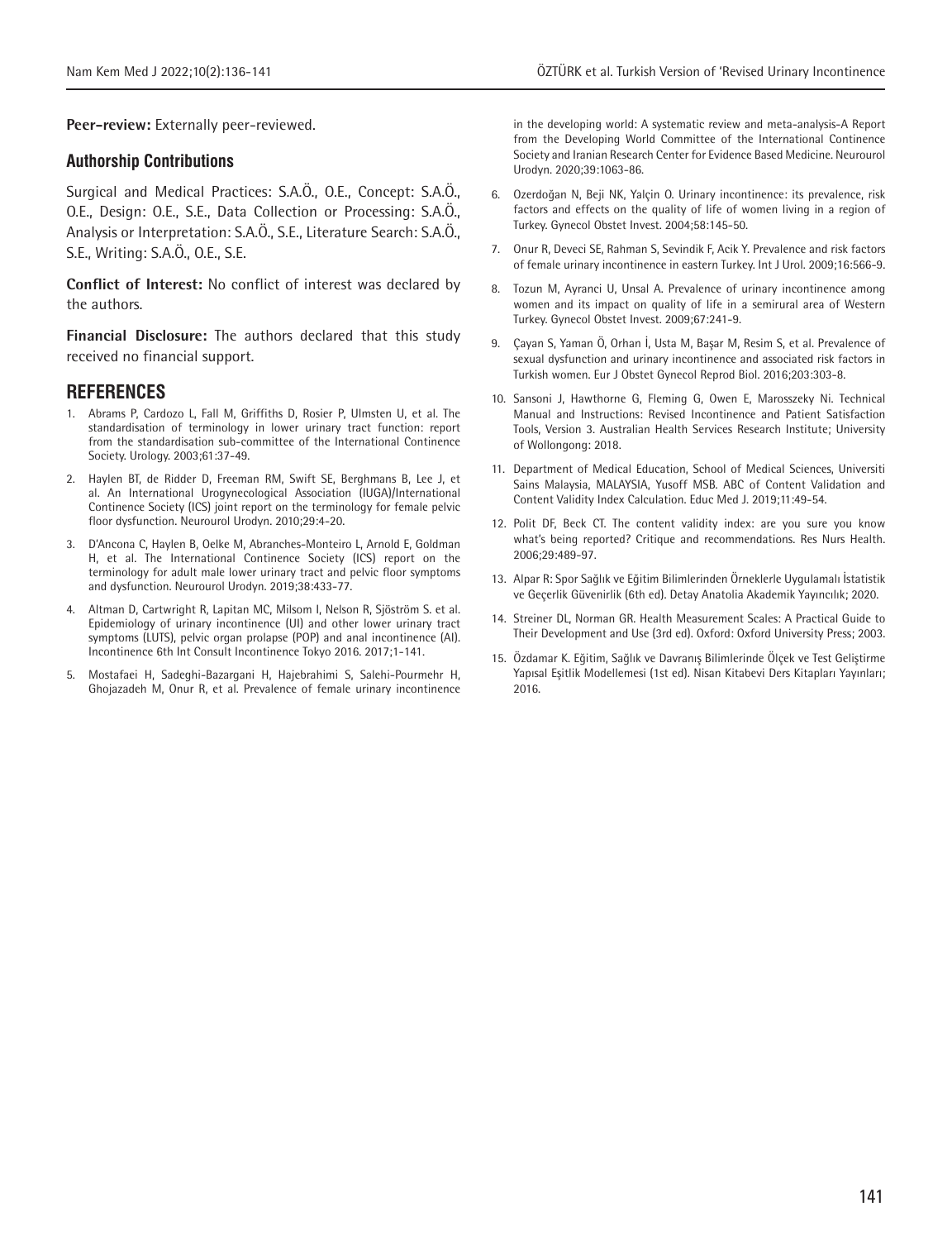**Peer-review:** Externally peer-reviewed.

## Authorship Contributions

Surgical and Medical Practices: S.A.Ö., O.E., Concept: S.A.Ö., O.E., Design: O.E., S.E., Data Collection or Processing: S.A.Ö., Analysis or Interpretation: S.A.Ö., S.E., Literature Search: S.A.Ö., S.E., Writing: S.A.Ö., O.E., S.E.

**Conflict of Interest:** No conflict of interest was declared by the authors.

**Financial Disclosure:** The authors declared that this study received no financial support.

## REFERENCES

1. Abrams P, Cardozo L, Fall M, Griffiths D, Rosier P, Ulmsten U, et al. The standardisation of terminology in lower urinary tract function: report from the standardisation sub-committee of the International Continence Society. Urology. 2003;61:37-49.
2. Haylen BT, de Ridder D, Freeman RM, Swift SE, Berghmans B, Lee J, et al. An International Urogynecological Association (IUGA)/International Continence Society (ICS) joint report on the terminology for female pelvic floor dysfunction. Neurourol Urodyn. 2010;29:4-20.
3. D'Ancona C, Haylen B, Oelke M, Abranches-Monteiro L, Arnold E, Goldman H, et al. The International Continence Society (ICS) report on the terminology for adult male lower urinary tract and pelvic floor symptoms and dysfunction. Neurourol Urodyn. 2019;38:433-77.
4. Altman D, Cartwright R, Lapitan MC, Milsom I, Nelson R, Sjöström S. et al. Epidemiology of urinary incontinence (UI) and other lower urinary tract symptoms (LUTS), pelvic organ prolapse (POP) and anal incontinence (AI). Incontinence 6th Int Consult Incontinence Tokyo 2016. 2017;1-141.
5. Mostafaei H, Sadeghi-Bazargani H, Hajebrahimi S, Salehi-Pourmehr H, Ghojazadeh M, Onur R, et al. Prevalence of female urinary incontinence in the developing world: A systematic review and meta-analysis-A Report from the Developing World Committee of the International Continence Society and Iranian Research Center for Evidence Based Medicine. Neurourol Urodyn. 2020;39:1063-86.
6. Ozerdoğan N, Beji NK, Yalçin O. Urinary incontinence: its prevalence, risk factors and effects on the quality of life of women living in a region of Turkey. Gynecol Obstet Invest. 2004;58:145-50.
7. Onur R, Deveci SE, Rahman S, Sevindik F, Acik Y. Prevalence and risk factors of female urinary incontinence in eastern Turkey. Int J Urol. 2009;16:566-9.
8. Tozun M, Ayranci U, Unsal A. Prevalence of urinary incontinence among women and its impact on quality of life in a semirural area of Western Turkey. Gynecol Obstet Invest. 2009;67:241-9.
9. Çayan S, Yaman Ö, Orhan İ, Usta M, Başar M, Resim S, et al. Prevalence of sexual dysfunction and urinary incontinence and associated risk factors in Turkish women. Eur J Obstet Gynecol Reprod Biol. 2016;203:303-8.
10. Sansoni J, Hawthorne G, Fleming G, Owen E, Marosszeky Ni. Technical Manual and Instructions: Revised Incontinence and Patient Satisfaction Tools, Version 3. Australian Health Services Research Institute; University of Wollongong: 2018.
11. Department of Medical Education, School of Medical Sciences, Universiti Sains Malaysia, MALAYSIA, Yusoff MSB. ABC of Content Validation and Content Validity Index Calculation. Educ Med J. 2019;11:49-54.
12. Polit DF, Beck CT. The content validity index: are you sure you know what's being reported? Critique and recommendations. Res Nurs Health. 2006;29:489-97.
13. Alpar R: Spor Sağlık ve Eğitim Bilimlerinden Örneklerle Uygulamalı İstatistik ve Geçerlik Güvenirlik (6th ed). Detay Anatolia Akademik Yayıncılık; 2020.
14. Streiner DL, Norman GR. Health Measurement Scales: A Practical Guide to Their Development and Use (3rd ed). Oxford: Oxford University Press; 2003.
15. Özdamar K. Eğitim, Sağlık ve Davranış Bilimlerinde Ölçek ve Test Geliştirme Yapısal Eşitlik Modellemesi (1st ed). Nisan Kitabevi Ders Kitapları Yayınları; 2016.